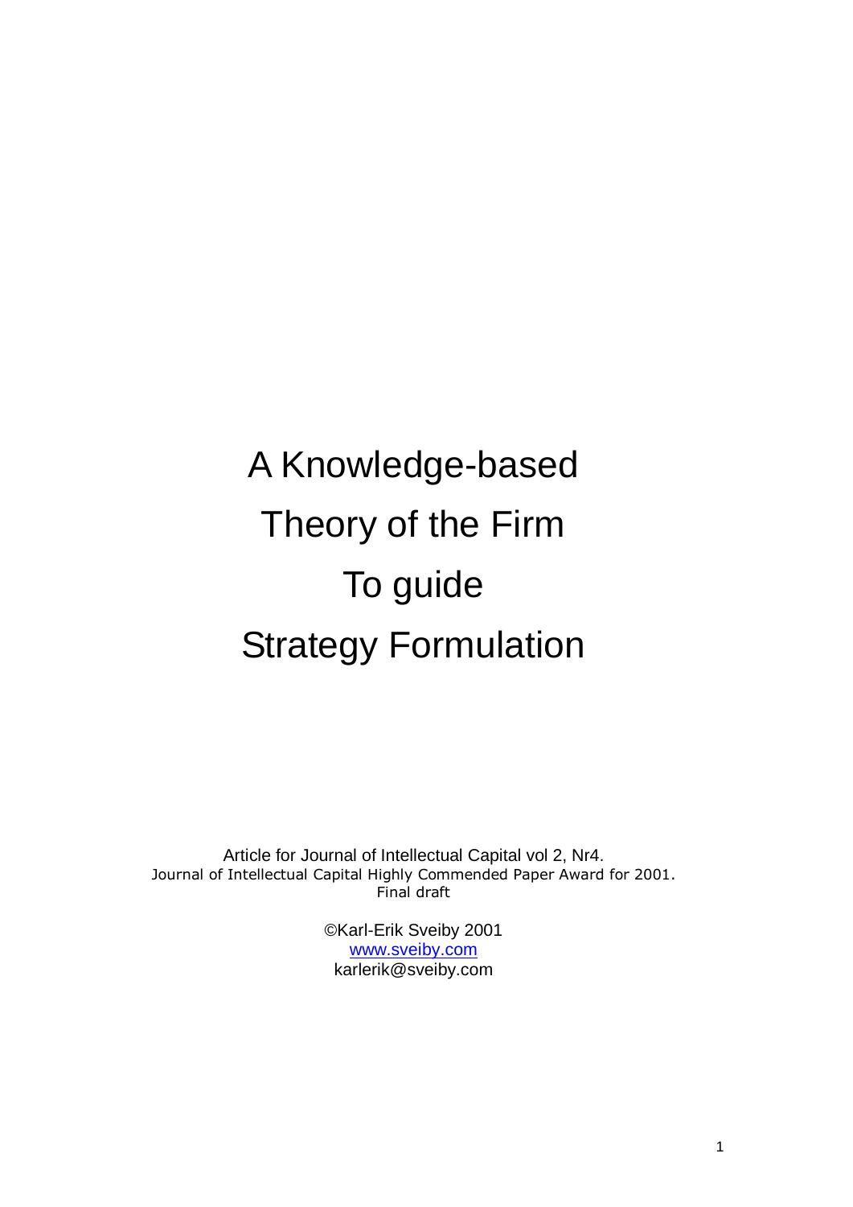# A Knowledge-based Theory of the Firm To guide Strategy Formulation

Article for Journal of Intellectual Capital vol 2, Nr4.
Journal of Intellectual Capital Highly Commended Paper Award for 2001.
Final draft

©Karl-Erik Sveiby 2001
[www.sveiby.com](http://www.sveiby.com)
karlerik@sveiby.com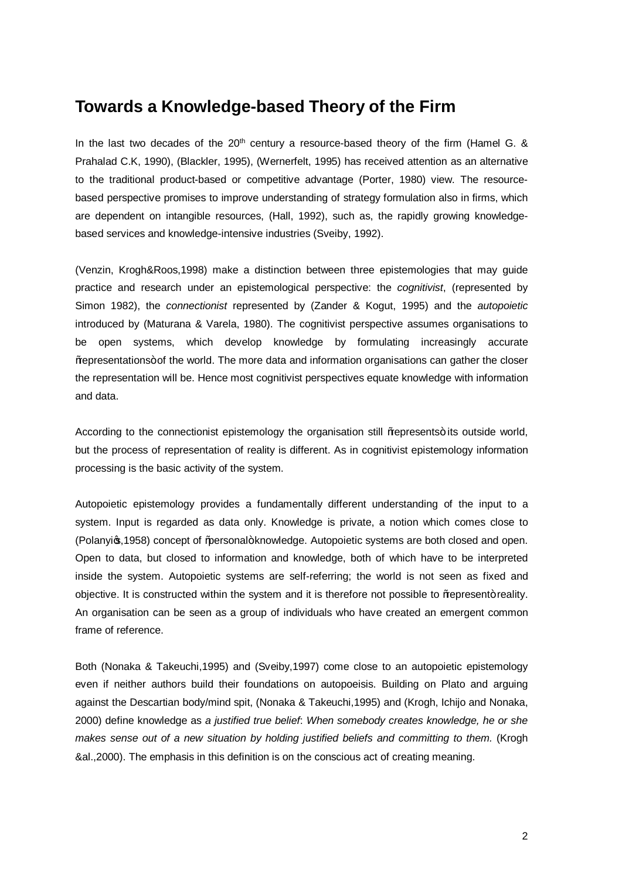## Towards a Knowledge-based Theory of the Firm

In the last two decades of the 20th century a resource-based theory of the firm (Hamel G. & Prahalad C.K, 1990), (Blackler, 1995), (Wernerfelt, 1995) has received attention as an alternative to the traditional product-based or competitive advantage (Porter, 1980) view. The resource-based perspective promises to improve understanding of strategy formulation also in firms, which are dependent on intangible resources, (Hall, 1992), such as, the rapidly growing knowledge-based services and knowledge-intensive industries (Sveiby, 1992).

(Venzin, Krogh&Roos,1998) make a distinction between three epistemologies that may guide practice and research under an epistemological perspective: the *cognitivist*, (represented by Simon 1982), the *connectionist* represented by (Zander & Kogut, 1995) and the *autopoietic* introduced by (Maturana & Varela, 1980). The cognitivist perspective assumes organisations to be open systems, which develop knowledge by formulating increasingly accurate "representations" of the world. The more data and information organisations can gather the closer the representation will be. Hence most cognitivist perspectives equate knowledge with information and data.

According to the connectionist epistemology the organisation still "represents" its outside world, but the process of representation of reality is different. As in cognitivist epistemology information processing is the basic activity of the system.

Autopoietic epistemology provides a fundamentally different understanding of the input to a system. Input is regarded as data only. Knowledge is private, a notion which comes close to (Polanyi's,1958) concept of "personal" knowledge. Autopoietic systems are both closed and open. Open to data, but closed to information and knowledge, both of which have to be interpreted inside the system. Autopoietic systems are self-referring; the world is not seen as fixed and objective. It is constructed within the system and it is therefore not possible to "represent" reality. An organisation can be seen as a group of individuals who have created an emergent common frame of reference.

Both (Nonaka & Takeuchi,1995) and (Sveiby,1997) come close to an autopoietic epistemology even if neither authors build their foundations on autopoeisis. Building on Plato and arguing against the Descartian body/mind spit, (Nonaka & Takeuchi,1995) and (Krogh, Ichijo and Nonaka, 2000) define knowledge as *a justified true belief*: *When somebody creates knowledge, he or she makes sense out of a new situation by holding justified beliefs and committing to them.* (Krogh &al.,2000). The emphasis in this definition is on the conscious act of creating meaning.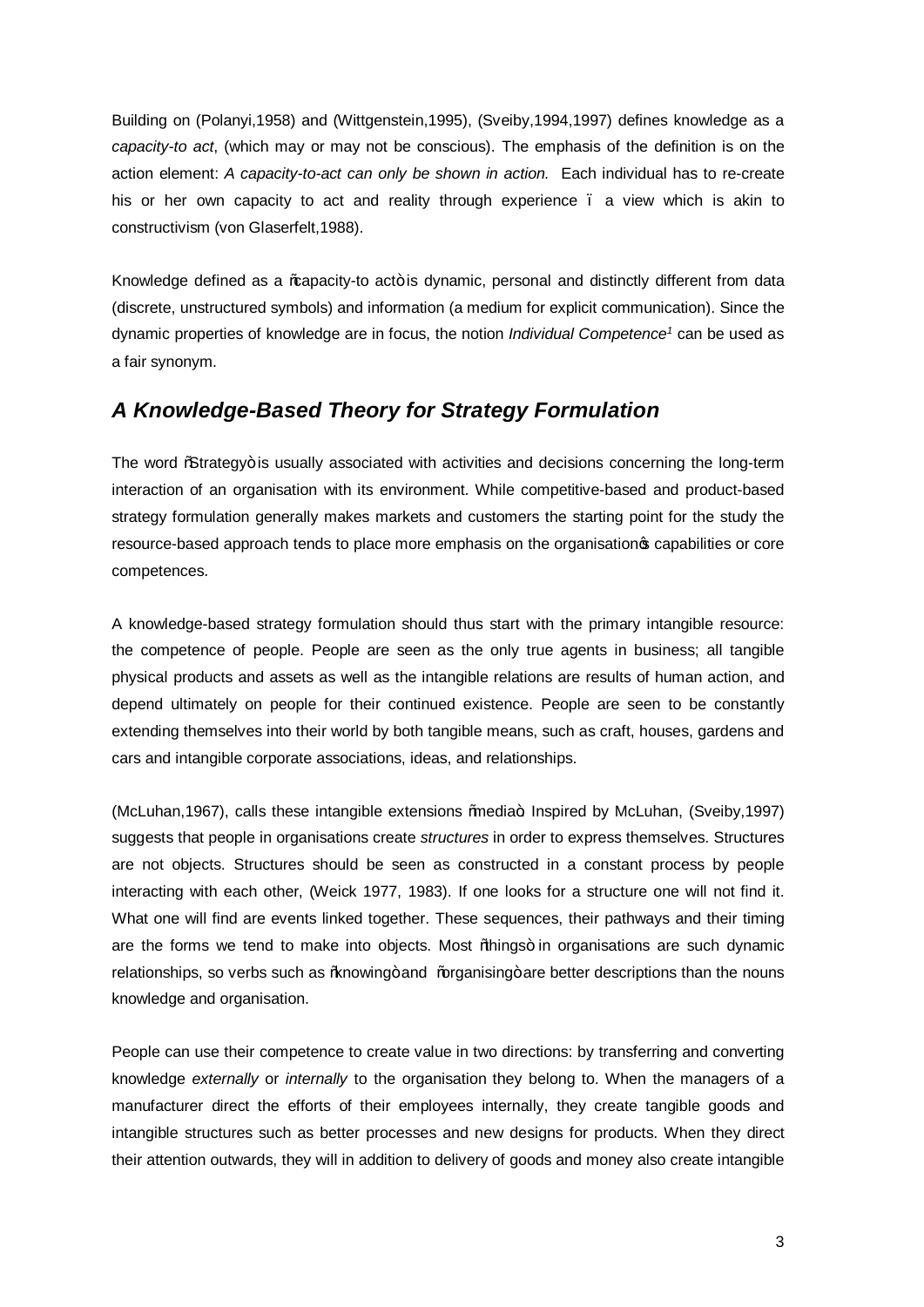Building on (Polanyi,1958) and (Wittgenstein,1995), (Sveiby,1994,1997) defines knowledge as a *capacity-to act*, (which may or may not be conscious). The emphasis of the definition is on the action element: *A capacity-to-act can only be shown in action.* Each individual has to re-create his or her own capacity to act and reality through experience – a view which is akin to constructivism (von Glaserfelt,1988).

Knowledge defined as a "capacity-to act" is dynamic, personal and distinctly different from data (discrete, unstructured symbols) and information (a medium for explicit communication). Since the dynamic properties of knowledge are in focus, the notion *Individual Competence*[1] can be used as a fair synonym.

## *A Knowledge-Based Theory for Strategy Formulation*

The word "Strategy" is usually associated with activities and decisions concerning the long-term interaction of an organisation with its environment. While competitive-based and product-based strategy formulation generally makes markets and customers the starting point for the study the resource-based approach tends to place more emphasis on the organisation's capabilities or core competences.

A knowledge-based strategy formulation should thus start with the primary intangible resource: the competence of people. People are seen as the only true agents in business; all tangible physical products and assets as well as the intangible relations are results of human action, and depend ultimately on people for their continued existence. People are seen to be constantly extending themselves into their world by both tangible means, such as craft, houses, gardens and cars and intangible corporate associations, ideas, and relationships.

(McLuhan,1967), calls these intangible extensions "media". Inspired by McLuhan, (Sveiby,1997) suggests that people in organisations create *structures* in order to express themselves. Structures are not objects. Structures should be seen as constructed in a constant process by people interacting with each other, (Weick 1977, 1983). If one looks for a structure one will not find it. What one will find are events linked together. These sequences, their pathways and their timing are the forms we tend to make into objects. Most "things" in organisations are such dynamic relationships, so verbs such as "knowing" and "organising" are better descriptions than the nouns knowledge and organisation.

People can use their competence to create value in two directions: by transferring and converting knowledge *externally* or *internally* to the organisation they belong to. When the managers of a manufacturer direct the efforts of their employees internally, they create tangible goods and intangible structures such as better processes and new designs for products. When they direct their attention outwards, they will in addition to delivery of goods and money also create intangible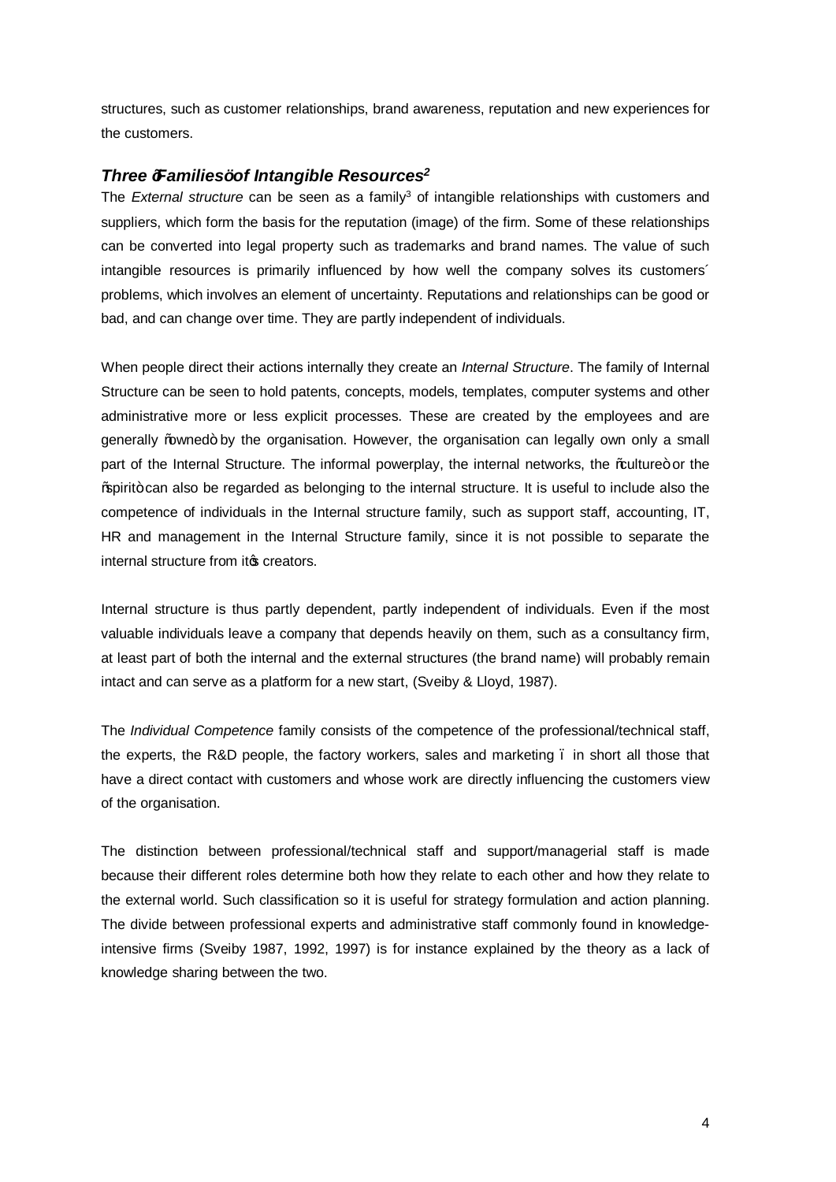structures, such as customer relationships, brand awareness, reputation and new experiences for the customers.

### *Three "Families" of Intangible Resources*[2]

The *External structure* can be seen as a family[3] of intangible relationships with customers and suppliers, which form the basis for the reputation (image) of the firm. Some of these relationships can be converted into legal property such as trademarks and brand names. The value of such intangible resources is primarily influenced by how well the company solves its customers´ problems, which involves an element of uncertainty. Reputations and relationships can be good or bad, and can change over time. They are partly independent of individuals.

When people direct their actions internally they create an *Internal Structure*. The family of Internal Structure can be seen to hold patents, concepts, models, templates, computer systems and other administrative more or less explicit processes. These are created by the employees and are generally "owned" by the organisation. However, the organisation can legally own only a small part of the Internal Structure. The informal powerplay, the internal networks, the "culture" or the "spirit" can also be regarded as belonging to the internal structure. It is useful to include also the competence of individuals in the Internal structure family, such as support staff, accounting, IT, HR and management in the Internal Structure family, since it is not possible to separate the internal structure from it's creators.

Internal structure is thus partly dependent, partly independent of individuals. Even if the most valuable individuals leave a company that depends heavily on them, such as a consultancy firm, at least part of both the internal and the external structures (the brand name) will probably remain intact and can serve as a platform for a new start, (Sveiby & Lloyd, 1987).

The *Individual Competence* family consists of the competence of the professional/technical staff, the experts, the R&D people, the factory workers, sales and marketing – in short all those that have a direct contact with customers and whose work are directly influencing the customers view of the organisation.

The distinction between professional/technical staff and support/managerial staff is made because their different roles determine both how they relate to each other and how they relate to the external world. Such classification so it is useful for strategy formulation and action planning. The divide between professional experts and administrative staff commonly found in knowledge-intensive firms (Sveiby 1987, 1992, 1997) is for instance explained by the theory as a lack of knowledge sharing between the two.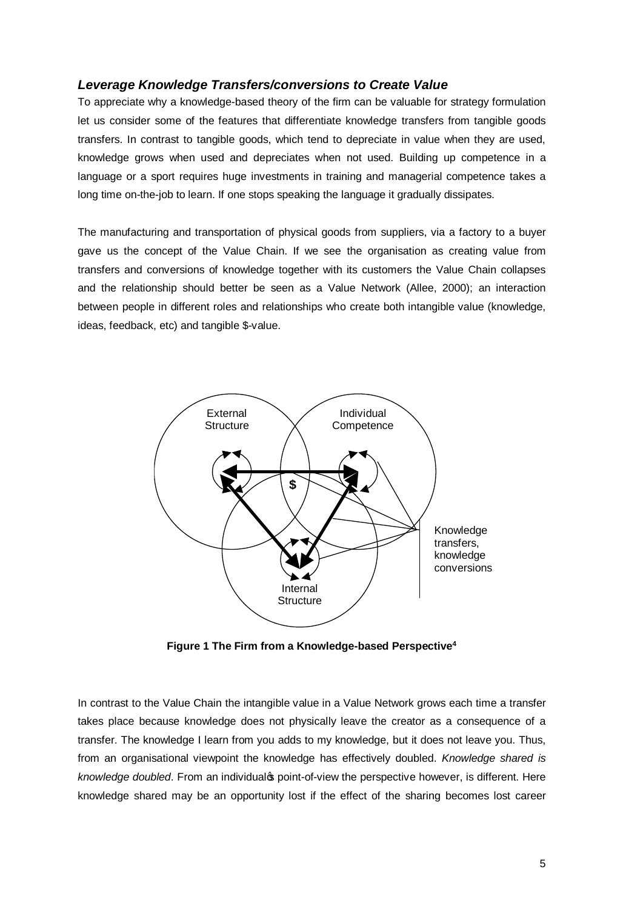### *Leverage Knowledge Transfers/conversions to Create Value*

To appreciate why a knowledge-based theory of the firm can be valuable for strategy formulation let us consider some of the features that differentiate knowledge transfers from tangible goods transfers. In contrast to tangible goods, which tend to depreciate in value when they are used, knowledge grows when used and depreciates when not used. Building up competence in a language or a sport requires huge investments in training and managerial competence takes a long time on-the-job to learn. If one stops speaking the language it gradually dissipates.

The manufacturing and transportation of physical goods from suppliers, via a factory to a buyer gave us the concept of the Value Chain. If we see the organisation as creating value from transfers and conversions of knowledge together with its customers the Value Chain collapses and the relationship should better be seen as a Value Network (Allee, 2000); an interaction between people in different roles and relationships who create both intangible value (knowledge, ideas, feedback, etc) and tangible $-value.

External Structure

Individual Competence

$

Knowledge transfers, knowledge conversions

Internal Structure

**Figure 1 The Firm from a Knowledge-based Perspective**[4]

In contrast to the Value Chain the intangible value in a Value Network grows each time a transfer takes place because knowledge does not physically leave the creator as a consequence of a transfer. The knowledge I learn from you adds to my knowledge, but it does not leave you. Thus, from an organisational viewpoint the knowledge has effectively doubled. *Knowledge shared is knowledge doubled*. From an individual's point-of-view the perspective however, is different. Here knowledge shared may be an opportunity lost if the effect of the sharing becomes lost career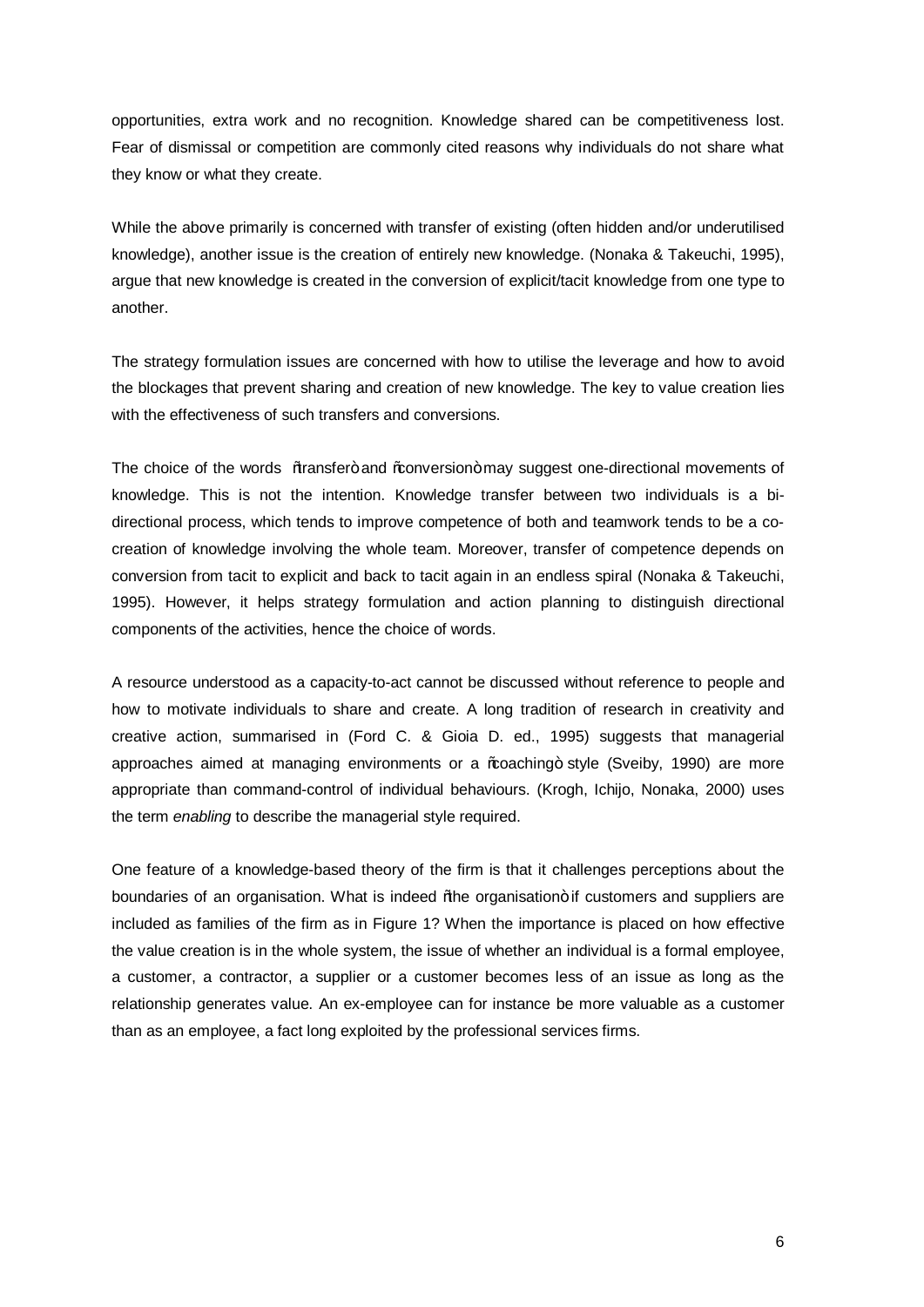opportunities, extra work and no recognition. Knowledge shared can be competitiveness lost. Fear of dismissal or competition are commonly cited reasons why individuals do not share what they know or what they create.

While the above primarily is concerned with transfer of existing (often hidden and/or underutilised knowledge), another issue is the creation of entirely new knowledge. (Nonaka & Takeuchi, 1995), argue that new knowledge is created in the conversion of explicit/tacit knowledge from one type to another.

The strategy formulation issues are concerned with how to utilise the leverage and how to avoid the blockages that prevent sharing and creation of new knowledge. The key to value creation lies with the effectiveness of such transfers and conversions.

The choice of the words "transfer" and "conversion" may suggest one-directional movements of knowledge. This is not the intention. Knowledge transfer between two individuals is a bi-directional process, which tends to improve competence of both and teamwork tends to be a co-creation of knowledge involving the whole team. Moreover, transfer of competence depends on conversion from tacit to explicit and back to tacit again in an endless spiral (Nonaka & Takeuchi, 1995). However, it helps strategy formulation and action planning to distinguish directional components of the activities, hence the choice of words.

A resource understood as a capacity-to-act cannot be discussed without reference to people and how to motivate individuals to share and create. A long tradition of research in creativity and creative action, summarised in (Ford C. & Gioia D. ed., 1995) suggests that managerial approaches aimed at managing environments or a "coaching" style (Sveiby, 1990) are more appropriate than command-control of individual behaviours. (Krogh, Ichijo, Nonaka, 2000) uses the term *enabling* to describe the managerial style required.

One feature of a knowledge-based theory of the firm is that it challenges perceptions about the boundaries of an organisation. What is indeed "the organisation" if customers and suppliers are included as families of the firm as in Figure 1? When the importance is placed on how effective the value creation is in the whole system, the issue of whether an individual is a formal employee, a customer, a contractor, a supplier or a customer becomes less of an issue as long as the relationship generates value. An ex-employee can for instance be more valuable as a customer than as an employee, a fact long exploited by the professional services firms.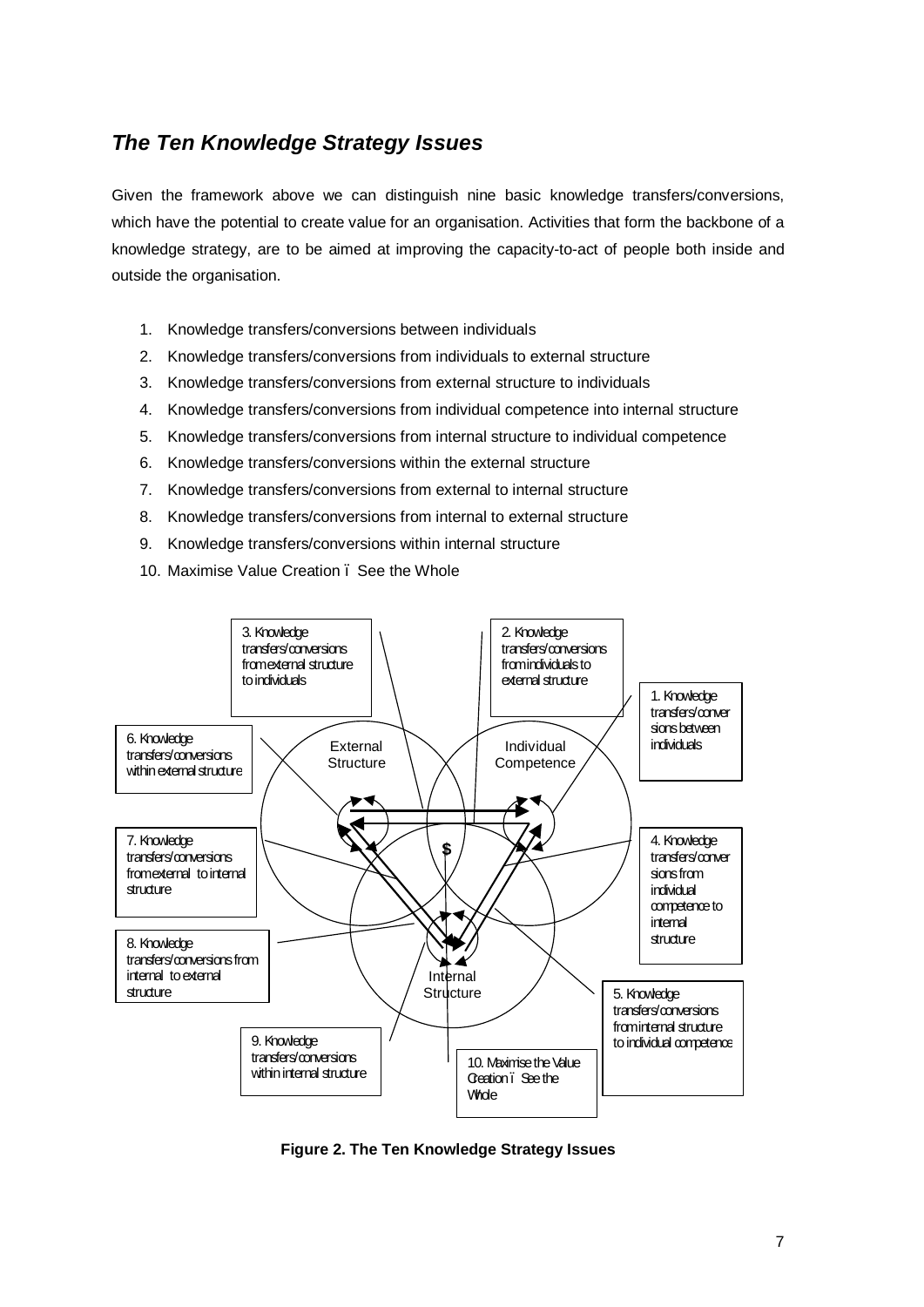## *The Ten Knowledge Strategy Issues*

Given the framework above we can distinguish nine basic knowledge transfers/conversions, which have the potential to create value for an organisation. Activities that form the backbone of a knowledge strategy, are to be aimed at improving the capacity-to-act of people both inside and outside the organisation.

1. Knowledge transfers/conversions between individuals
2. Knowledge transfers/conversions from individuals to external structure
3. Knowledge transfers/conversions from external structure to individuals
4. Knowledge transfers/conversions from individual competence into internal structure
5. Knowledge transfers/conversions from internal structure to individual competence
6. Knowledge transfers/conversions within the external structure
7. Knowledge transfers/conversions from external to internal structure
8. Knowledge transfers/conversions from internal to external structure
9. Knowledge transfers/conversions within internal structure
10. Maximise Value Creation ï See the Whole

**Figure 2. The Ten Knowledge Strategy Issues**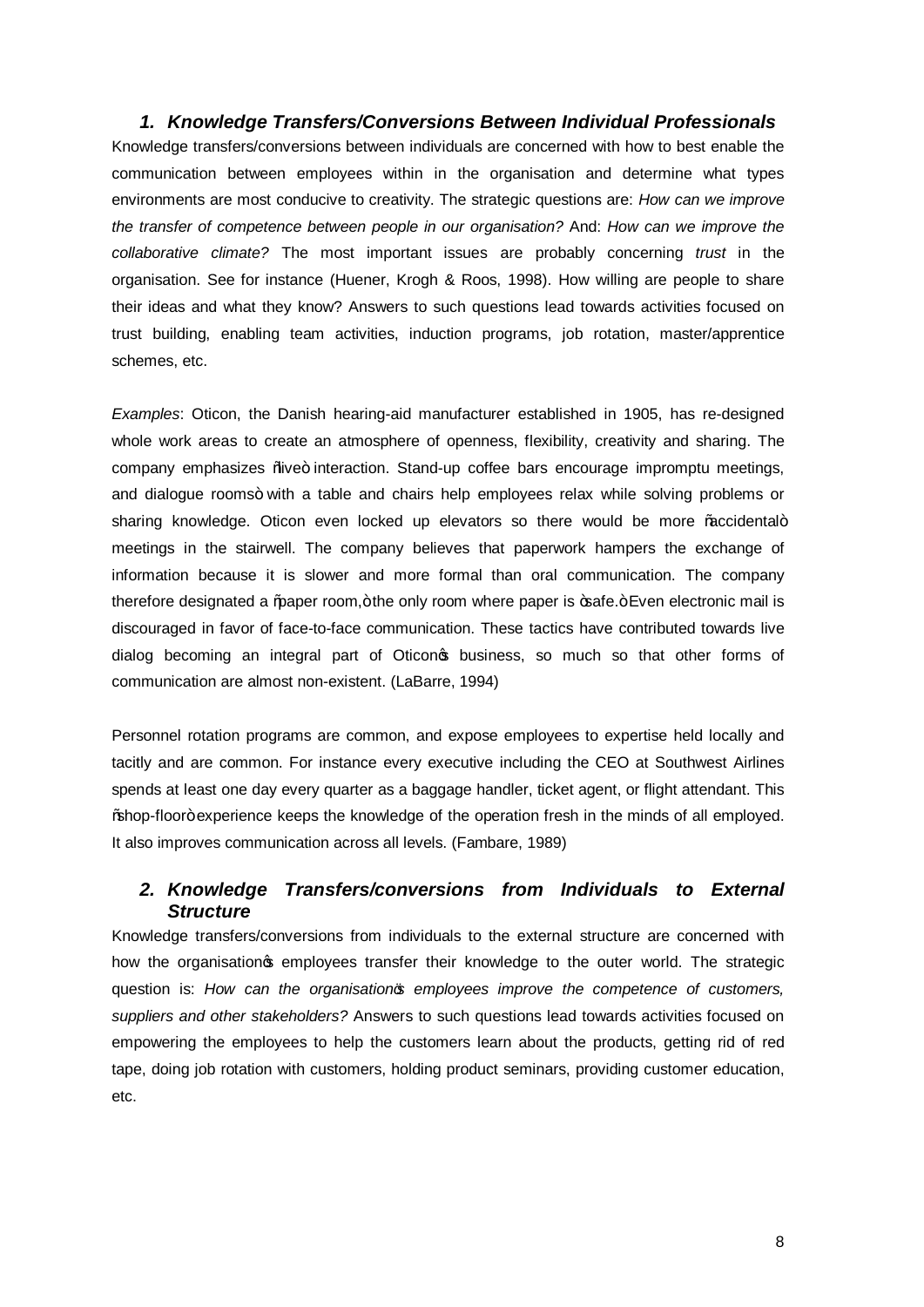### 1. *Knowledge Transfers/Conversions Between Individual Professionals*

Knowledge transfers/conversions between individuals are concerned with how to best enable the communication between employees within in the organisation and determine what types environments are most conducive to creativity. The strategic questions are: *How can we improve the transfer of competence between people in our organisation?* And: *How can we improve the collaborative climate?* The most important issues are probably concerning *trust* in the organisation. See for instance (Huener, Krogh & Roos, 1998). How willing are people to share their ideas and what they know? Answers to such questions lead towards activities focused on trust building, enabling team activities, induction programs, job rotation, master/apprentice schemes, etc.

*Examples*: Oticon, the Danish hearing-aid manufacturer established in 1905, has re-designed whole work areas to create an atmosphere of openness, flexibility, creativity and sharing. The company emphasizes "live" interaction. Stand-up coffee bars encourage impromptu meetings, and dialogue rooms" with a table and chairs help employees relax while solving problems or sharing knowledge. Oticon even locked up elevators so there would be more "accidental" meetings in the stairwell. The company believes that paperwork hampers the exchange of information because it is slower and more formal than oral communication. The company therefore designated a "paper room," the only room where paper is "safe." Even electronic mail is discouraged in favor of face-to-face communication. These tactics have contributed towards live dialog becoming an integral part of Oticon's business, so much so that other forms of communication are almost non-existent. (LaBarre, 1994)

Personnel rotation programs are common, and expose employees to expertise held locally and tacitly and are common. For instance every executive including the CEO at Southwest Airlines spends at least one day every quarter as a baggage handler, ticket agent, or flight attendant. This "shop-floor" experience keeps the knowledge of the operation fresh in the minds of all employed. It also improves communication across all levels. (Fambare, 1989)

### 2. *Knowledge Transfers/conversions from Individuals to External Structure*

Knowledge transfers/conversions from individuals to the external structure are concerned with how the organisation's employees transfer their knowledge to the outer world. The strategic question is: *How can the organisation's employees improve the competence of customers, suppliers and other stakeholders?* Answers to such questions lead towards activities focused on empowering the employees to help the customers learn about the products, getting rid of red tape, doing job rotation with customers, holding product seminars, providing customer education, etc.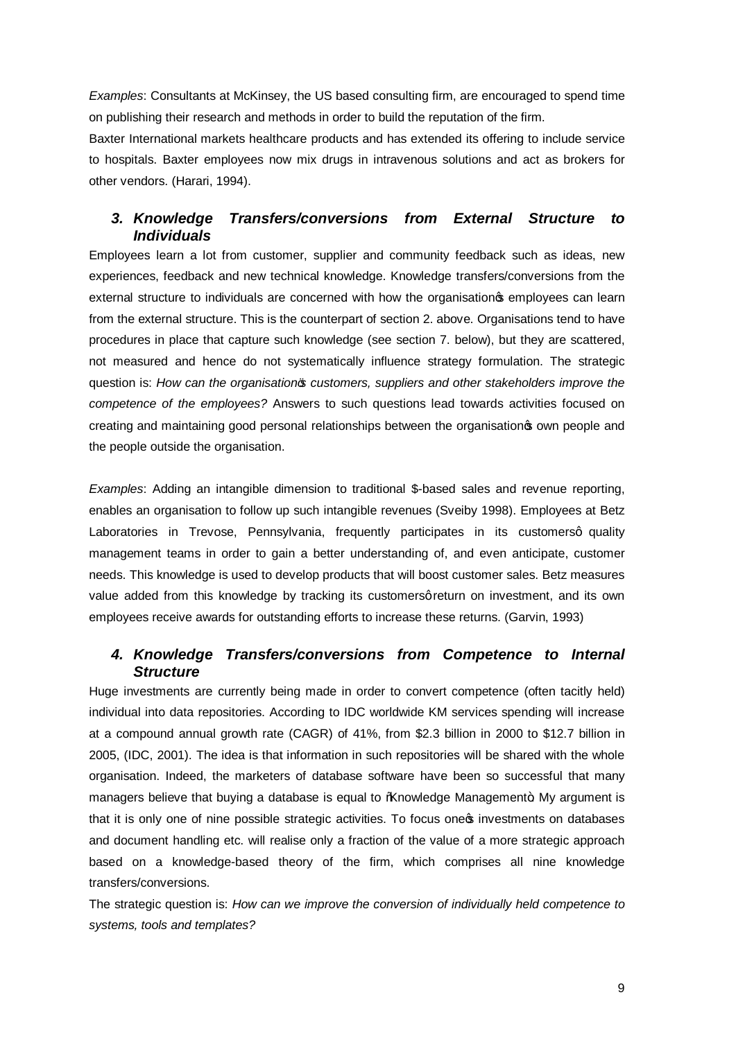*Examples*: Consultants at McKinsey, the US based consulting firm, are encouraged to spend time on publishing their research and methods in order to build the reputation of the firm.

Baxter International markets healthcare products and has extended its offering to include service to hospitals. Baxter employees now mix drugs in intravenous solutions and act as brokers for other vendors. (Harari, 1994).

### *3. Knowledge Transfers/conversions from External Structure to Individuals*

Employees learn a lot from customer, supplier and community feedback such as ideas, new experiences, feedback and new technical knowledge. Knowledge transfers/conversions from the external structure to individuals are concerned with how the organisation's employees can learn from the external structure. This is the counterpart of section 2. above. Organisations tend to have procedures in place that capture such knowledge (see section 7. below), but they are scattered, not measured and hence do not systematically influence strategy formulation. The strategic question is: *How can the organisation's customers, suppliers and other stakeholders improve the competence of the employees?* Answers to such questions lead towards activities focused on creating and maintaining good personal relationships between the organisation's own people and the people outside the organisation.

*Examples*: Adding an intangible dimension to traditional $-based sales and revenue reporting, enables an organisation to follow up such intangible revenues (Sveiby 1998). Employees at Betz Laboratories in Trevose, Pennsylvania, frequently participates in its customers' quality management teams in order to gain a better understanding of, and even anticipate, customer needs. This knowledge is used to develop products that will boost customer sales. Betz measures value added from this knowledge by tracking its customers' return on investment, and its own employees receive awards for outstanding efforts to increase these returns. (Garvin, 1993)

### *4. Knowledge Transfers/conversions from Competence to Internal Structure*

Huge investments are currently being made in order to convert competence (often tacitly held) individual into data repositories. According to IDC worldwide KM services spending will increase at a compound annual growth rate (CAGR) of 41%, from $2.3 billion in 2000 to $12.7 billion in 2005, (IDC, 2001). The idea is that information in such repositories will be shared with the whole organisation. Indeed, the marketers of database software have been so successful that many managers believe that buying a database is equal to "Knowledge Management". My argument is that it is only one of nine possible strategic activities. To focus one's investments on databases and document handling etc. will realise only a fraction of the value of a more strategic approach based on a knowledge-based theory of the firm, which comprises all nine knowledge transfers/conversions.

The strategic question is: *How can we improve the conversion of individually held competence to systems, tools and templates?*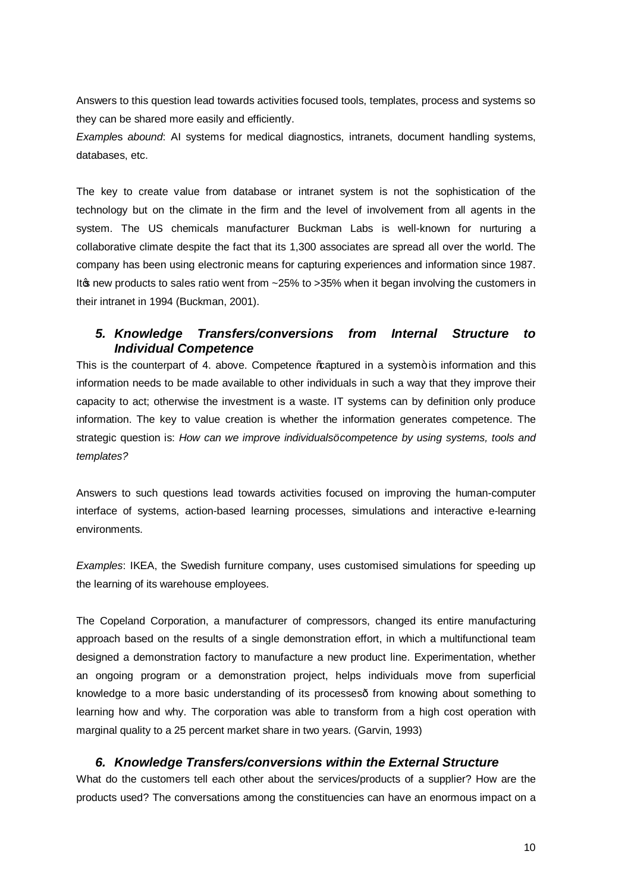Answers to this question lead towards activities focused tools, templates, process and systems so they can be shared more easily and efficiently.

*Examples abound*: AI systems for medical diagnostics, intranets, document handling systems, databases, etc.

The key to create value from database or intranet system is not the sophistication of the technology but on the climate in the firm and the level of involvement from all agents in the system. The US chemicals manufacturer Buckman Labs is well-known for nurturing a collaborative climate despite the fact that its 1,300 associates are spread all over the world. The company has been using electronic means for capturing experiences and information since 1987. It's new products to sales ratio went from ~25% to >35% when it began involving the customers in their intranet in 1994 (Buckman, 2001).

### 5. Knowledge Transfers/conversions from Internal Structure to Individual Competence

This is the counterpart of 4. above. Competence "captured in a system" is information and this information needs to be made available to other individuals in such a way that they improve their capacity to act; otherwise the investment is a waste. IT systems can by definition only produce information. The key to value creation is whether the information generates competence. The strategic question is: *How can we improve individuals' competence by using systems, tools and templates?*

Answers to such questions lead towards activities focused on improving the human-computer interface of systems, action-based learning processes, simulations and interactive e-learning environments.

*Examples*: IKEA, the Swedish furniture company, uses customised simulations for speeding up the learning of its warehouse employees.

The Copeland Corporation, a manufacturer of compressors, changed its entire manufacturing approach based on the results of a single demonstration effort, in which a multifunctional team designed a demonstration factory to manufacture a new product line. Experimentation, whether an ongoing program or a demonstration project, helps individuals move from superficial knowledge to a more basic understanding of its processes— from knowing about something to learning how and why. The corporation was able to transform from a high cost operation with marginal quality to a 25 percent market share in two years. (Garvin, 1993)

### 6. Knowledge Transfers/conversions within the External Structure

What do the customers tell each other about the services/products of a supplier? How are the products used? The conversations among the constituencies can have an enormous impact on a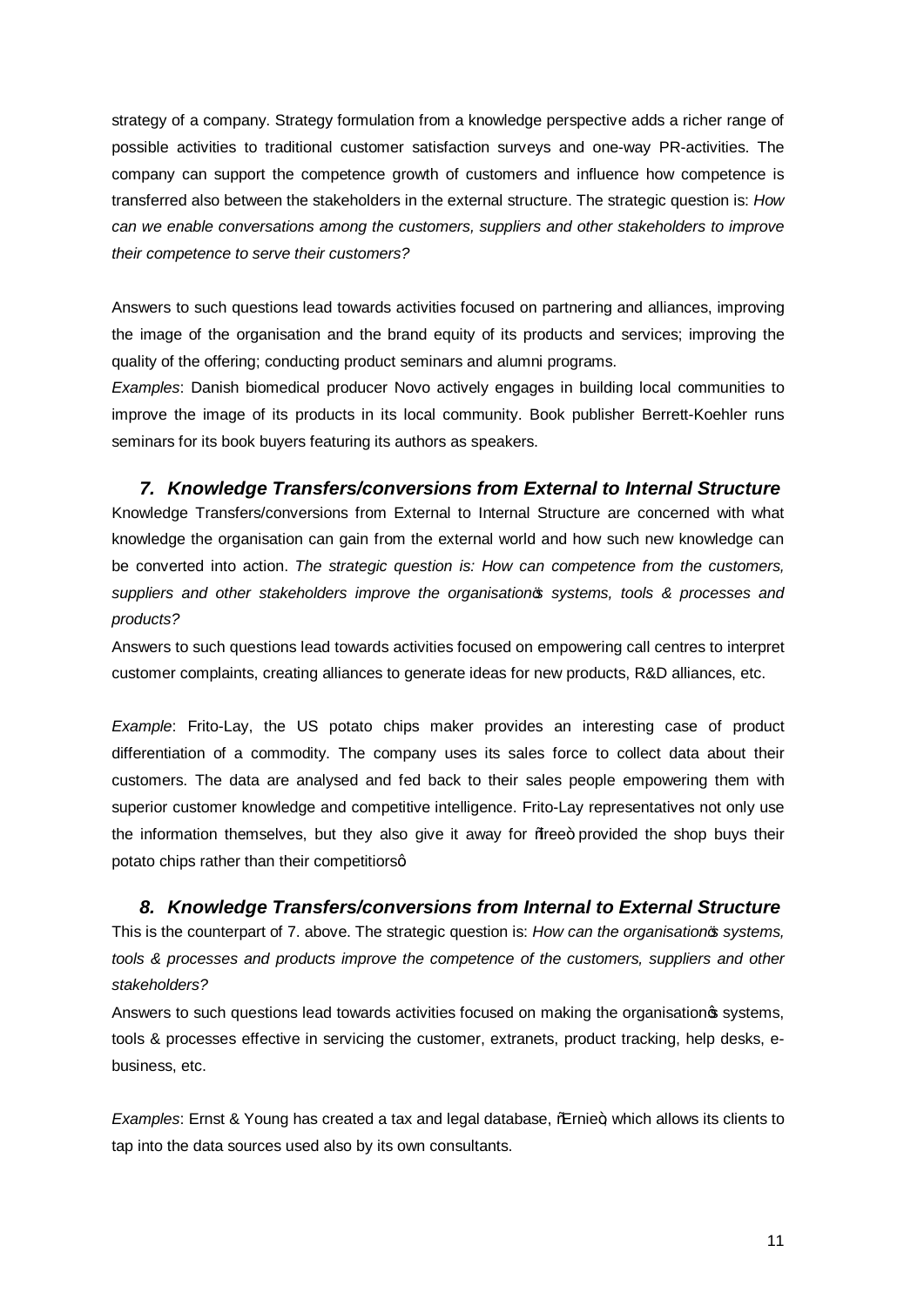strategy of a company. Strategy formulation from a knowledge perspective adds a richer range of possible activities to traditional customer satisfaction surveys and one-way PR-activities. The company can support the competence growth of customers and influence how competence is transferred also between the stakeholders in the external structure. The strategic question is: *How can we enable conversations among the customers, suppliers and other stakeholders to improve their competence to serve their customers?*

Answers to such questions lead towards activities focused on partnering and alliances, improving the image of the organisation and the brand equity of its products and services; improving the quality of the offering; conducting product seminars and alumni programs.

*Examples*: Danish biomedical producer Novo actively engages in building local communities to improve the image of its products in its local community. Book publisher Berrett-Koehler runs seminars for its book buyers featuring its authors as speakers.

### *7. Knowledge Transfers/conversions from External to Internal Structure*

Knowledge Transfers/conversions from External to Internal Structure are concerned with what knowledge the organisation can gain from the external world and how such new knowledge can be converted into action. *The strategic question is: How can competence from the customers, suppliers and other stakeholders improve the organisation's systems, tools & processes and products?*

Answers to such questions lead towards activities focused on empowering call centres to interpret customer complaints, creating alliances to generate ideas for new products, R&D alliances, etc.

*Example*: Frito-Lay, the US potato chips maker provides an interesting case of product differentiation of a commodity. The company uses its sales force to collect data about their customers. The data are analysed and fed back to their sales people empowering them with superior customer knowledge and competitive intelligence. Frito-Lay representatives not only use the information themselves, but they also give it away for "free" provided the shop buys their potato chips rather than their competitiors'.

### *8. Knowledge Transfers/conversions from Internal to External Structure*

This is the counterpart of 7. above. The strategic question is: *How can the organisation's systems, tools & processes and products improve the competence of the customers, suppliers and other stakeholders?*

Answers to such questions lead towards activities focused on making the organisation's systems, tools & processes effective in servicing the customer, extranets, product tracking, help desks, e-business, etc.

*Examples*: Ernst & Young has created a tax and legal database, "Ernie", which allows its clients to tap into the data sources used also by its own consultants.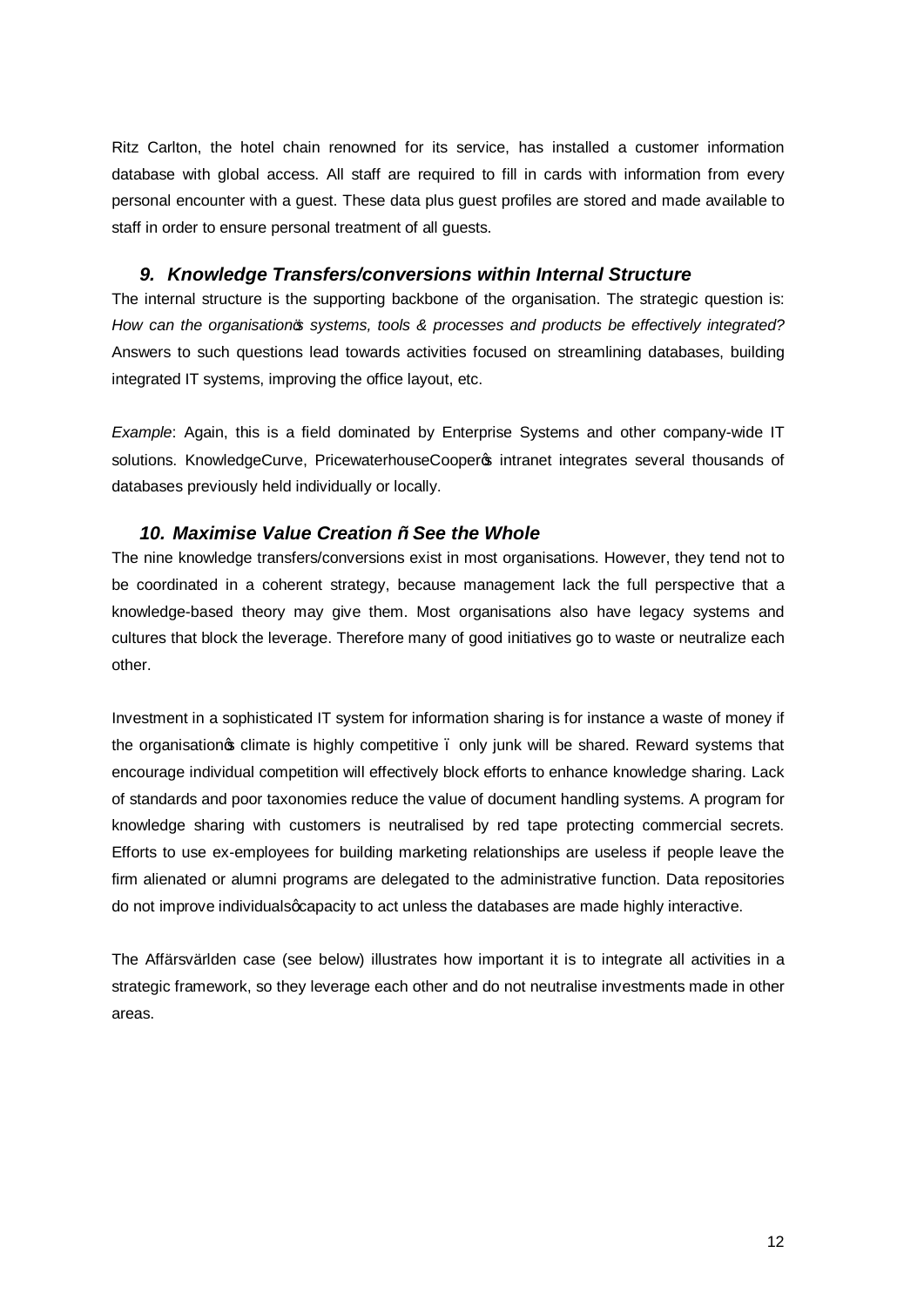Ritz Carlton, the hotel chain renowned for its service, has installed a customer information database with global access. All staff are required to fill in cards with information from every personal encounter with a guest. These data plus guest profiles are stored and made available to staff in order to ensure personal treatment of all guests.

### *9. Knowledge Transfers/conversions within Internal Structure*

The internal structure is the supporting backbone of the organisation. The strategic question is: *How can the organisation's systems, tools & processes and products be effectively integrated?* Answers to such questions lead towards activities focused on streamlining databases, building integrated IT systems, improving the office layout, etc.

*Example*: Again, this is a field dominated by Enterprise Systems and other company-wide IT solutions. KnowledgeCurve, PricewaterhouseCooper's intranet integrates several thousands of databases previously held individually or locally.

### *10. Maximise Value Creation – See the Whole*

The nine knowledge transfers/conversions exist in most organisations. However, they tend not to be coordinated in a coherent strategy, because management lack the full perspective that a knowledge-based theory may give them. Most organisations also have legacy systems and cultures that block the leverage. Therefore many of good initiatives go to waste or neutralize each other.

Investment in a sophisticated IT system for information sharing is for instance a waste of money if the organisation's climate is highly competitive – only junk will be shared. Reward systems that encourage individual competition will effectively block efforts to enhance knowledge sharing. Lack of standards and poor taxonomies reduce the value of document handling systems. A program for knowledge sharing with customers is neutralised by red tape protecting commercial secrets. Efforts to use ex-employees for building marketing relationships are useless if people leave the firm alienated or alumni programs are delegated to the administrative function. Data repositories do not improve individuals' capacity to act unless the databases are made highly interactive.

The Affärsvärlden case (see below) illustrates how important it is to integrate all activities in a strategic framework, so they leverage each other and do not neutralise investments made in other areas.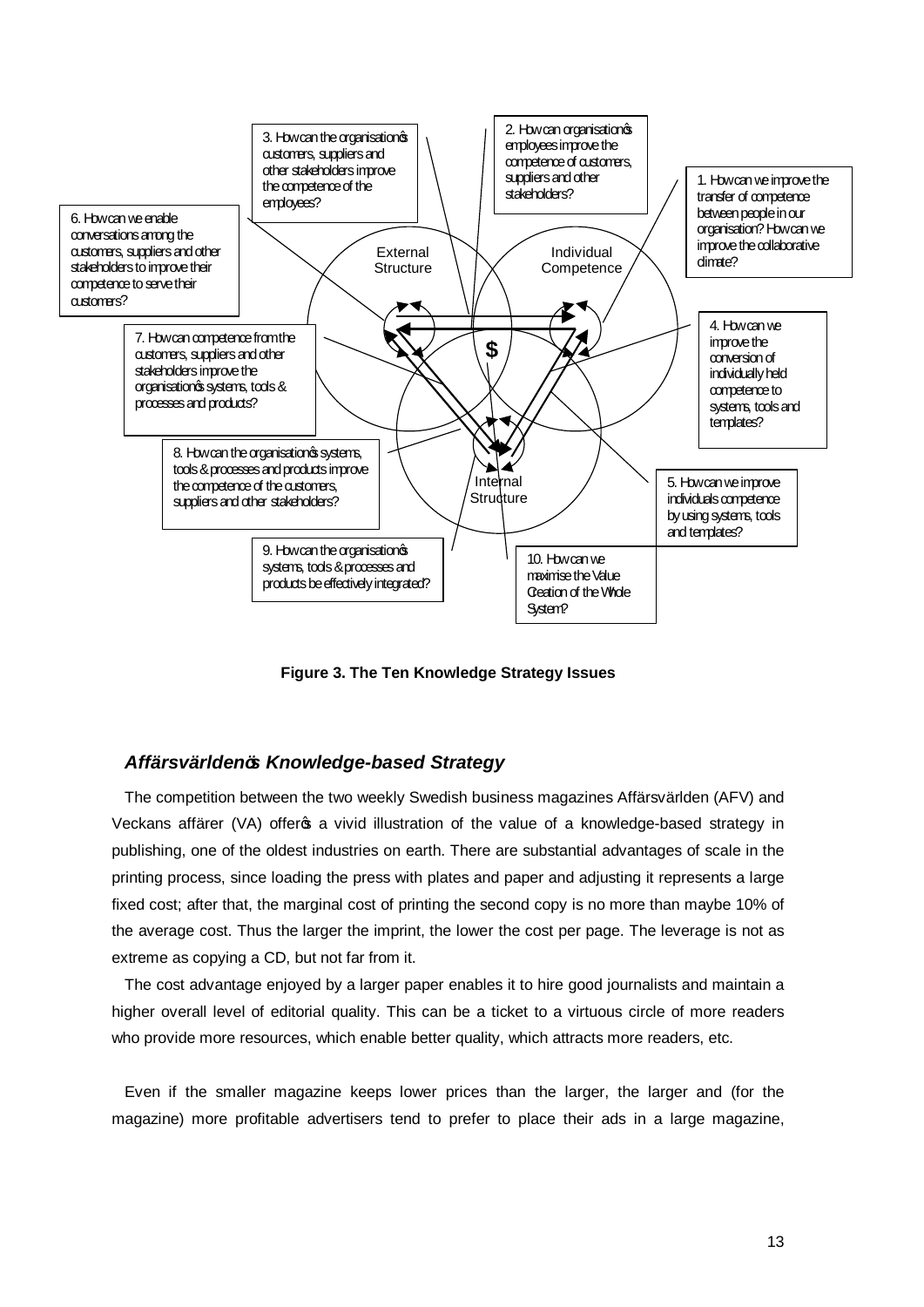3. How can the organisation's customers, suppliers and other stakeholders improve the competence of the employees?

2. How can organisation's employees improve the competence of customers, suppliers and other stakeholders?

1. How can we improve the transfer of competence between people in our organisation? How can we improve the collaborative climate?

6. How can we enable conversations among the customers, suppliers and other stakeholders to improve their competence to serve their customers?

External Structure

Individual Competence

4. How can we improve the conversion of individually held competence to systems, tools and templates?

7. How can competence from the customers, suppliers and other stakeholders improve the organisation's systems, tools & processes and products?

$

8. How can the organisation's systems, tools & processes and products improve the competence of the customers, suppliers and other stakeholders?

Internal Structure

5. How can we improve individuals competence by using systems, tools and templates?

9. How can the organisation's systems, tools & processes and products be effectively integrated?

10. How can we maximise the Value Creation of the Whole System?

**Figure 3. The Ten Knowledge Strategy Issues**

### *Affärsvärlden's Knowledge-based Strategy*

The competition between the two weekly Swedish business magazines Affärsvärlden (AFV) and Veckans affärer (VA) offer's a vivid illustration of the value of a knowledge-based strategy in publishing, one of the oldest industries on earth. There are substantial advantages of scale in the printing process, since loading the press with plates and paper and adjusting it represents a large fixed cost; after that, the marginal cost of printing the second copy is no more than maybe 10% of the average cost. Thus the larger the imprint, the lower the cost per page. The leverage is not as extreme as copying a CD, but not far from it.

The cost advantage enjoyed by a larger paper enables it to hire good journalists and maintain a higher overall level of editorial quality. This can be a ticket to a virtuous circle of more readers who provide more resources, which enable better quality, which attracts more readers, etc.

Even if the smaller magazine keeps lower prices than the larger, the larger and (for the magazine) more profitable advertisers tend to prefer to place their ads in a large magazine,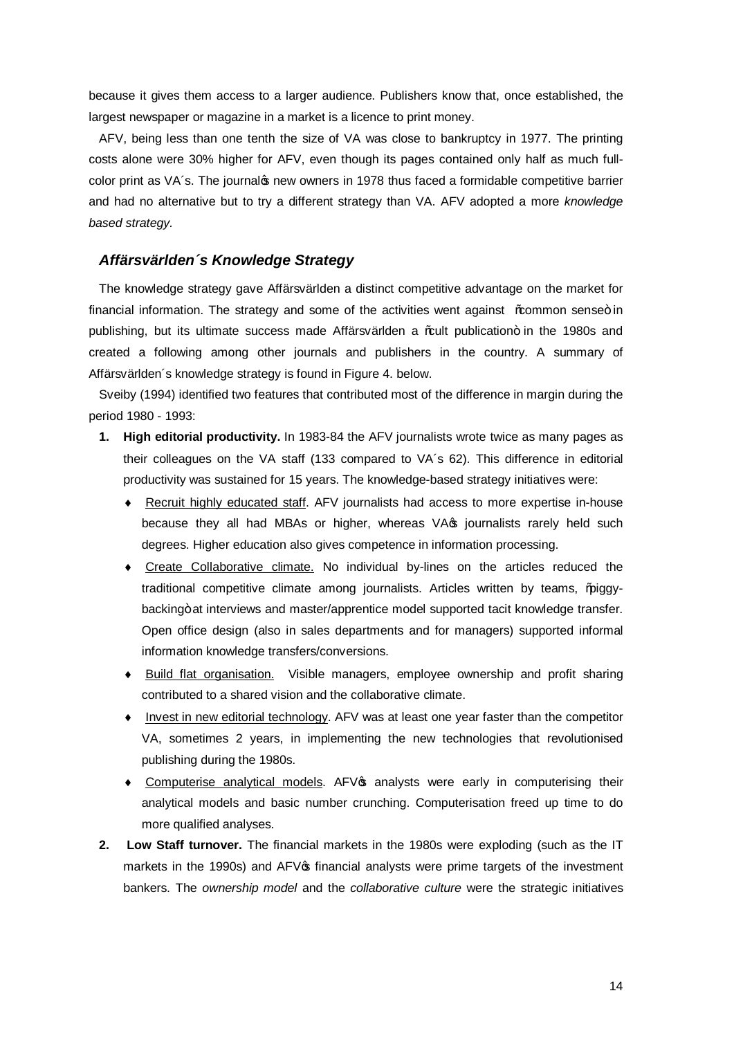because it gives them access to a larger audience. Publishers know that, once established, the largest newspaper or magazine in a market is a licence to print money.

AFV, being less than one tenth the size of VA was close to bankruptcy in 1977. The printing costs alone were 30% higher for AFV, even though its pages contained only half as much full-color print as VA´s. The journal's new owners in 1978 thus faced a formidable competitive barrier and had no alternative but to try a different strategy than VA. AFV adopted a more *knowledge based strategy.*

### *Affärsvärlden´s Knowledge Strategy*

The knowledge strategy gave Affärsvärlden a distinct competitive advantage on the market for financial information. The strategy and some of the activities went against "common sense" in publishing, but its ultimate success made Affärsvärlden a "cult publication" in the 1980s and created a following among other journals and publishers in the country. A summary of Affärsvärlden´s knowledge strategy is found in Figure 4. below.

Sveiby (1994) identified two features that contributed most of the difference in margin during the period 1980 - 1993:

1. **High editorial productivity.** In 1983-84 the AFV journalists wrote twice as many pages as their colleagues on the VA staff (133 compared to VA´s 62). This difference in editorial productivity was sustained for 15 years. The knowledge-based strategy initiatives were:
   - Recruit highly educated staff. AFV journalists had access to more expertise in-house because they all had MBAs or higher, whereas VA's journalists rarely held such degrees. Higher education also gives competence in information processing.
   - Create Collaborative climate. No individual by-lines on the articles reduced the traditional competitive climate among journalists. Articles written by teams, "piggy-backing" at interviews and master/apprentice model supported tacit knowledge transfer. Open office design (also in sales departments and for managers) supported informal information knowledge transfers/conversions.
   - Build flat organisation. Visible managers, employee ownership and profit sharing contributed to a shared vision and the collaborative climate.
   - Invest in new editorial technology. AFV was at least one year faster than the competitor VA, sometimes 2 years, in implementing the new technologies that revolutionised publishing during the 1980s.
   - Computerise analytical models. AFV's analysts were early in computerising their analytical models and basic number crunching. Computerisation freed up time to do more qualified analyses.
2. **Low Staff turnover.** The financial markets in the 1980s were exploding (such as the IT markets in the 1990s) and AFV's financial analysts were prime targets of the investment bankers. The *ownership model* and the *collaborative culture* were the strategic initiatives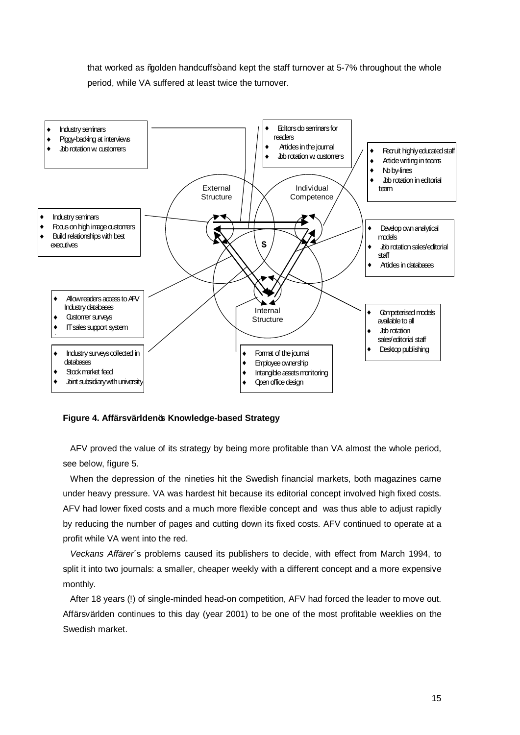that worked as "golden handcuffs" and kept the staff turnover at 5-7% throughout the whole period, while VA suffered at least twice the turnover.

- Industry seminars
- Piggy-backing at interviews
- Job rotation w. customers

- Editors do seminars for readers
- Articles in the journal
- Job rotation w. customers

- Recruit highly educated staff
- Article writing in teams
- No by-lines
- Job rotation in editorial team

External Structure — Individual Competence — Internal Structure — $

- Industry seminars
- Focus on high image customers
- Build relationships with best executives

- Develop own analytical models
- Job rotation sales/editorial staff
- Articles in databases

- Allow readers access to AFV Industry databases
- Customer surveys
- IT sales support system

- Competerised models available to all
- Job rotation sales/editorial staff
- Desktop publishing

- Industry surveys collected in databases
- Stock market feed
- Joint subsidiary with university

- Format of the journal
- Employee ownership
- Intangible assets monitoring
- Open office design

**Figure 4. Affärsvärlden's Knowledge-based Strategy**

AFV proved the value of its strategy by being more profitable than VA almost the whole period, see below, figure 5.

When the depression of the nineties hit the Swedish financial markets, both magazines came under heavy pressure. VA was hardest hit because its editorial concept involved high fixed costs. AFV had lower fixed costs and a much more flexible concept and was thus able to adjust rapidly by reducing the number of pages and cutting down its fixed costs. AFV continued to operate at a profit while VA went into the red.

*Veckans Affärer*´s problems caused its publishers to decide, with effect from March 1994, to split it into two journals: a smaller, cheaper weekly with a different concept and a more expensive monthly.

After 18 years (!) of single-minded head-on competition, AFV had forced the leader to move out. Affärsvärlden continues to this day (year 2001) to be one of the most profitable weeklies on the Swedish market.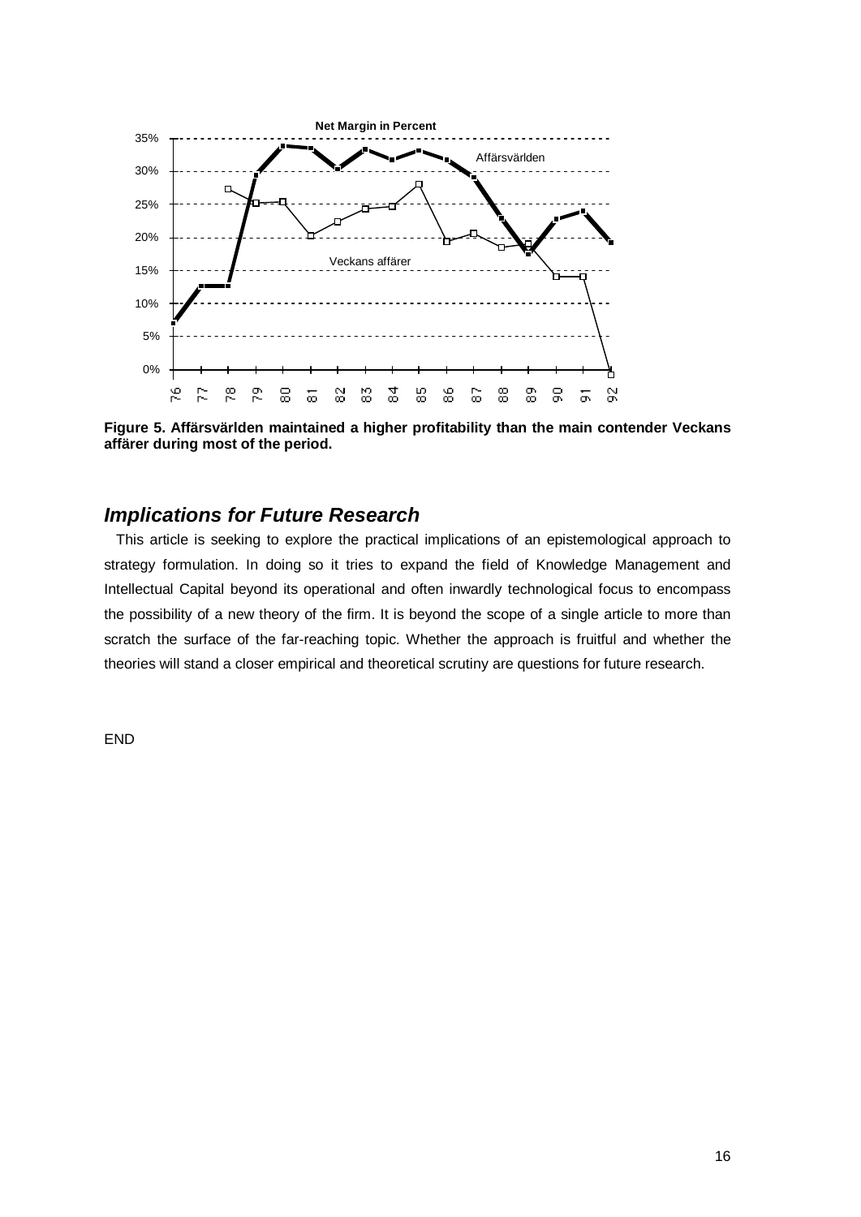**Figure 5. Affärsvärlden maintained a higher profitability than the main contender Veckans affärer during most of the period.**

## *Implications for Future Research*

This article is seeking to explore the practical implications of an epistemological approach to strategy formulation. In doing so it tries to expand the field of Knowledge Management and Intellectual Capital beyond its operational and often inwardly technological focus to encompass the possibility of a new theory of the firm. It is beyond the scope of a single article to more than scratch the surface of the far-reaching topic. Whether the approach is fruitful and whether the theories will stand a closer empirical and theoretical scrutiny are questions for future research.

END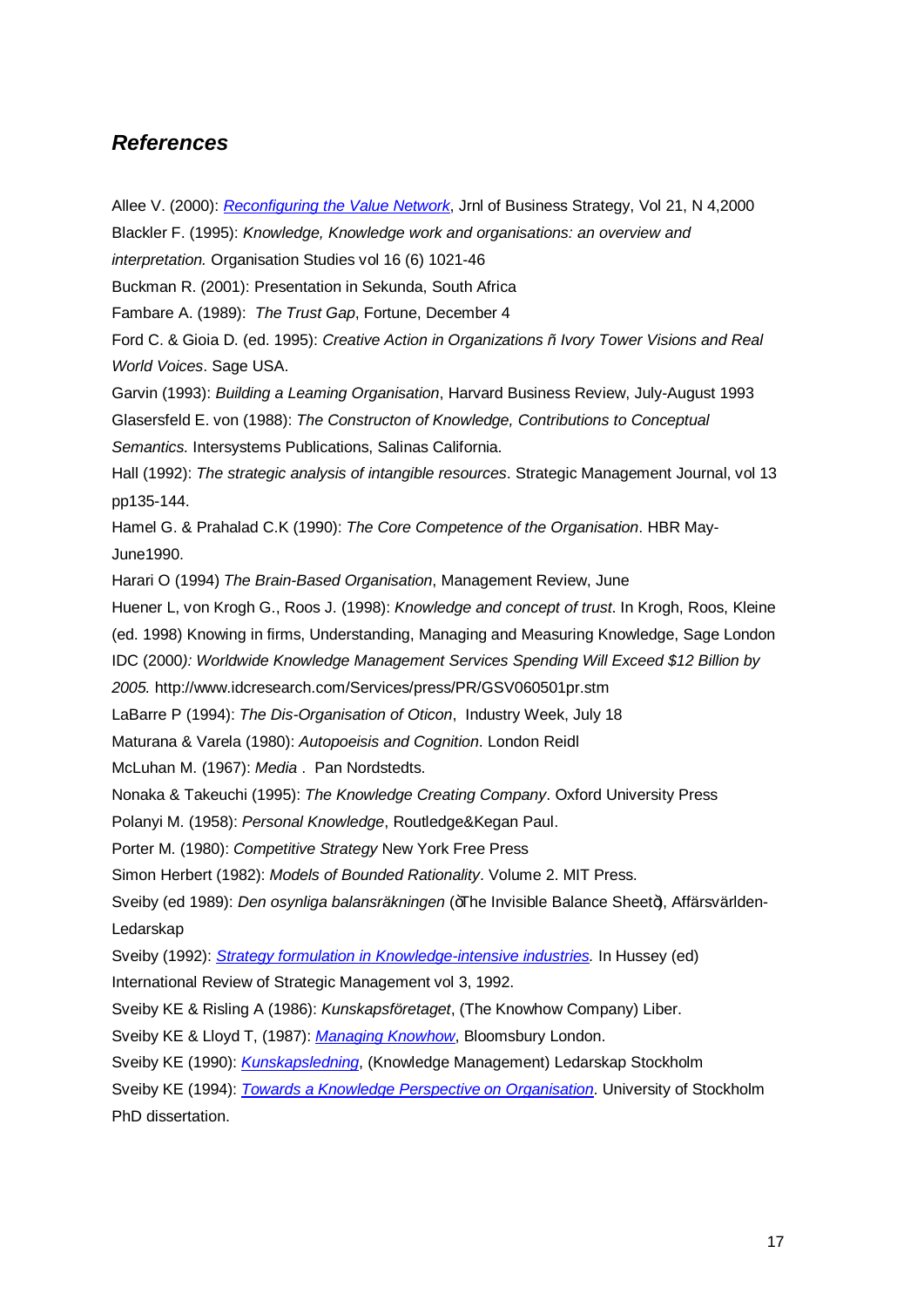## *References*

Allee V. (2000): *Reconfiguring the Value Network*, Jrnl of Business Strategy, Vol 21, N 4,2000

Blackler F. (1995): *Knowledge, Knowledge work and organisations: an overview and interpretation.* Organisation Studies vol 16 (6) 1021-46

Buckman R. (2001): Presentation in Sekunda, South Africa

Fambare A. (1989): *The Trust Gap*, Fortune, December 4

Ford C. & Gioia D. (ed. 1995): *Creative Action in Organizations ñ Ivory Tower Visions and Real World Voices*. Sage USA.

Garvin (1993): *Building a Leaming Organisation*, Harvard Business Review, July-August 1993

Glasersfeld E. von (1988): *The Constructon of Knowledge, Contributions to Conceptual Semantics.* Intersystems Publications, Salinas California.

Hall (1992): *The strategic analysis of intangible resources*. Strategic Management Journal, vol 13 pp135-144.

Hamel G. & Prahalad C.K (1990): *The Core Competence of the Organisation*. HBR May-June1990.

Harari O (1994) *The Brain-Based Organisation*, Management Review, June

Huener L, von Krogh G., Roos J. (1998): *Knowledge and concept of trust*. In Krogh, Roos, Kleine (ed. 1998) Knowing in firms, Understanding, Managing and Measuring Knowledge, Sage London

IDC (2000*): Worldwide Knowledge Management Services Spending Will Exceed $12 Billion by 2005.* http://www.idcresearch.com/Services/press/PR/GSV060501pr.stm

LaBarre P (1994): *The Dis-Organisation of Oticon*, Industry Week, July 18

Maturana & Varela (1980): *Autopoeisis and Cognition*. London Reidl

McLuhan M. (1967): *Media* . Pan Nordstedts.

Nonaka & Takeuchi (1995): *The Knowledge Creating Company*. Oxford University Press

Polanyi M. (1958): *Personal Knowledge*, Routledge&Kegan Paul.

Porter M. (1980): *Competitive Strategy* New York Free Press

Simon Herbert (1982): *Models of Bounded Rationality*. Volume 2. MIT Press.

Sveiby (ed 1989): *Den osynliga balansräkningen* (ÒThe Invisible Balance SheetÓ), Affärsvärlden-Ledarskap

Sveiby (1992): *Strategy formulation in Knowledge-intensive industries.* In Hussey (ed) International Review of Strategic Management vol 3, 1992.

Sveiby KE & Risling A (1986): *Kunskapsföretaget*, (The Knowhow Company) Liber.

Sveiby KE & Lloyd T, (1987): *Managing Knowhow*, Bloomsbury London.

Sveiby KE (1990): *Kunskapsledning*, (Knowledge Management) Ledarskap Stockholm

Sveiby KE (1994): *Towards a Knowledge Perspective on Organisation*. University of Stockholm PhD dissertation.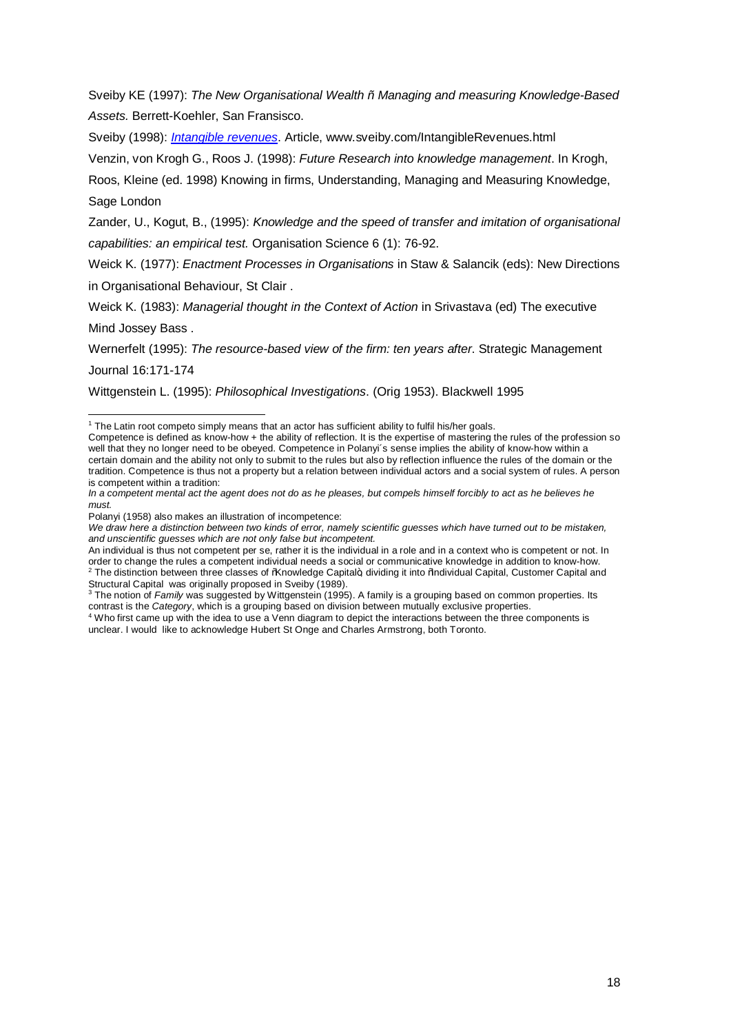Sveiby KE (1997): *The New Organisational Wealth ñ Managing and measuring Knowledge-Based Assets.* Berrett-Koehler, San Fransisco.

Sveiby (1998): *Intangible revenues*. Article, www.sveiby.com/IntangibleRevenues.html

Venzin, von Krogh G., Roos J. (1998): *Future Research into knowledge management*. In Krogh, Roos, Kleine (ed. 1998) Knowing in firms, Understanding, Managing and Measuring Knowledge, Sage London

Zander, U., Kogut, B., (1995): *Knowledge and the speed of transfer and imitation of organisational capabilities: an empirical test.* Organisation Science 6 (1): 76-92.

Weick K. (1977): *Enactment Processes in Organisations* in Staw & Salancik (eds): New Directions in Organisational Behaviour, St Clair .

Weick K. (1983): *Managerial thought in the Context of Action* in Srivastava (ed) The executive Mind Jossey Bass .

Wernerfelt (1995): *The resource-based view of the firm: ten years after*. Strategic Management Journal 16:171-174

Wittgenstein L. (1995): *Philosophical Investigations*. (Orig 1953). Blackwell 1995

---

[1] The Latin root competo simply means that an actor has sufficient ability to fulfil his/her goals.
Competence is defined as know-how + the ability of reflection. It is the expertise of mastering the rules of the profession so well that they no longer need to be obeyed. Competence in Polanyi´s sense implies the ability of know-how within a certain domain and the ability not only to submit to the rules but also by reflection influence the rules of the domain or the tradition. Competence is thus not a property but a relation between individual actors and a social system of rules. A person is competent within a tradition:
*In a competent mental act the agent does not do as he pleases, but compels himself forcibly to act as he believes he must.*
Polanyi (1958) also makes an illustration of incompetence:
*We draw here a distinction between two kinds of error, namely scientific guesses which have turned out to be mistaken, and unscientific guesses which are not only false but incompetent.*
An individual is thus not competent per se, rather it is the individual in a role and in a context who is competent or not. In order to change the rules a competent individual needs a social or communicative knowledge in addition to know-how.

[2] The distinction between three classes of ñKnowledge Capitalò dividing it into ñIndividual Capital, Customer Capital and Structural Capital was originally proposed in Sveiby (1989).

[3] The notion of *Family* was suggested by Wittgenstein (1995). A family is a grouping based on common properties. Its contrast is the *Category*, which is a grouping based on division between mutually exclusive properties.

[4] Who first came up with the idea to use a Venn diagram to depict the interactions between the three components is unclear. I would like to acknowledge Hubert St Onge and Charles Armstrong, both Toronto.